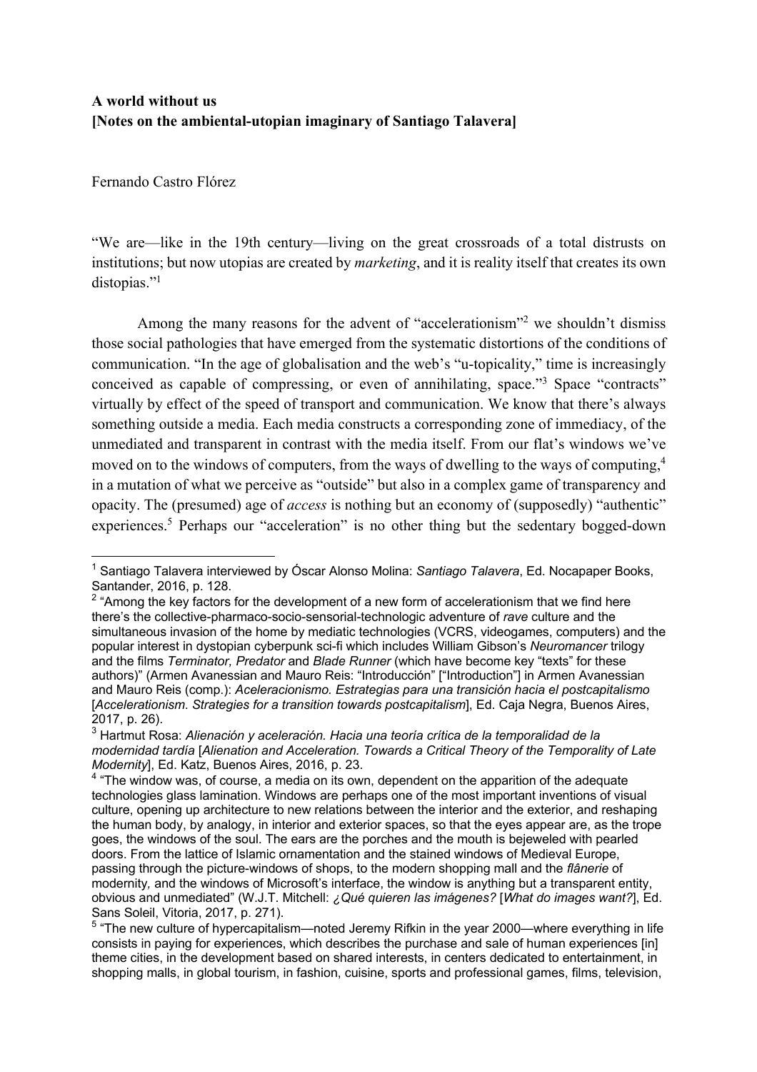**A world without us**
**[Notes on the ambiental-utopian imaginary of Santiago Talavera]**

Fernando Castro Flórez

"We are—like in the 19th century—living on the great crossroads of a total distrusts on institutions; but now utopias are created by *marketing*, and it is reality itself that creates its own distopias."[1]

Among the many reasons for the advent of "accelerationism"[2] we shouldn't dismiss those social pathologies that have emerged from the systematic distortions of the conditions of communication. "In the age of globalisation and the web's "u-topicality," time is increasingly conceived as capable of compressing, or even of annihilating, space."[3] Space "contracts" virtually by effect of the speed of transport and communication. We know that there's always something outside a media. Each media constructs a corresponding zone of immediacy, of the unmediated and transparent in contrast with the media itself. From our flat's windows we've moved on to the windows of computers, from the ways of dwelling to the ways of computing,[4] in a mutation of what we perceive as "outside" but also in a complex game of transparency and opacity. The (presumed) age of *access* is nothing but an economy of (supposedly) "authentic" experiences.[5] Perhaps our "acceleration" is no other thing but the sedentary bogged-down

---

[1] Santiago Talavera interviewed by Óscar Alonso Molina: *Santiago Talavera*, Ed. Nocapaper Books, Santander, 2016, p. 128.

[2] "Among the key factors for the development of a new form of accelerationism that we find here there's the collective-pharmaco-socio-sensorial-technologic adventure of *rave* culture and the simultaneous invasion of the home by mediatic technologies (VCRS, videogames, computers) and the popular interest in dystopian cyberpunk sci-fi which includes William Gibson's *Neuromancer* trilogy and the films *Terminator, Predator* and *Blade Runner* (which have become key "texts" for these authors)" (Armen Avanessian and Mauro Reis: "Introducción" ["Introduction"] in Armen Avanessian and Mauro Reis (comp.): *Aceleracionismo. Estrategias para una transición hacia el postcapitalismo* [*Accelerationism. Strategies for a transition towards postcapitalism*], Ed. Caja Negra, Buenos Aires, 2017, p. 26).

[3] Hartmut Rosa: *Alienación y aceleración. Hacia una teoría crítica de la temporalidad de la modernidad tardía* [*Alienation and Acceleration. Towards a Critical Theory of the Temporality of Late Modernity*], Ed. Katz, Buenos Aires, 2016, p. 23.

[4] "The window was, of course, a media on its own, dependent on the apparition of the adequate technologies glass lamination. Windows are perhaps one of the most important inventions of visual culture, opening up architecture to new relations between the interior and the exterior, and reshaping the human body, by analogy, in interior and exterior spaces, so that the eyes appear are, as the trope goes, the windows of the soul. The ears are the porches and the mouth is bejeweled with pearled doors. From the lattice of Islamic ornamentation and the stained windows of Medieval Europe, passing through the picture-windows of shops, to the modern shopping mall and the *flânerie* of modernity, and the windows of Microsoft's interface, the window is anything but a transparent entity, obvious and unmediated" (W.J.T. Mitchell: *¿Qué quieren las imágenes?* [*What do images want?*], Ed. Sans Soleil, Vitoria, 2017, p. 271).

[5] "The new culture of hypercapitalism—noted Jeremy Rifkin in the year 2000—where everything in life consists in paying for experiences, which describes the purchase and sale of human experiences [in] theme cities, in the development based on shared interests, in centers dedicated to entertainment, in shopping malls, in global tourism, in fashion, cuisine, sports and professional games, films, television,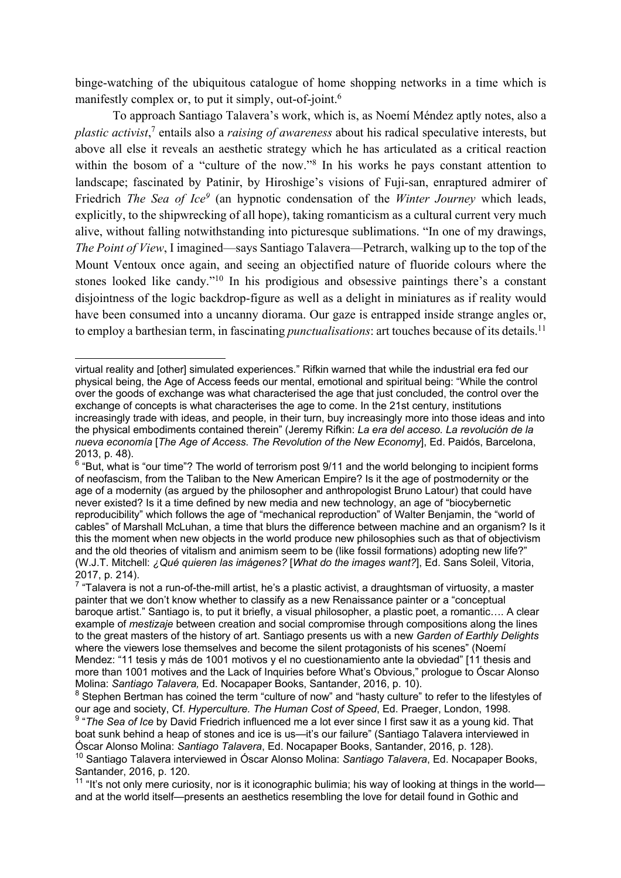binge-watching of the ubiquitous catalogue of home shopping networks in a time which is manifestly complex or, to put it simply, out-of-joint.[6]

To approach Santiago Talavera's work, which is, as Noemí Méndez aptly notes, also a *plastic activist*,[7] entails also a *raising of awareness* about his radical speculative interests, but above all else it reveals an aesthetic strategy which he has articulated as a critical reaction within the bosom of a "culture of the now."[8] In his works he pays constant attention to landscape; fascinated by Patinir, by Hiroshige's visions of Fuji-san, enraptured admirer of Friedrich *The Sea of Ice*[9] (an hypnotic condensation of the *Winter Journey* which leads, explicitly, to the shipwrecking of all hope), taking romanticism as a cultural current very much alive, without falling notwithstanding into picturesque sublimations. "In one of my drawings, *The Point of View*, I imagined—says Santiago Talavera—Petrarch, walking up to the top of the Mount Ventoux once again, and seeing an objectified nature of fluoride colours where the stones looked like candy."[10] In his prodigious and obsessive paintings there's a constant disjointness of the logic backdrop-figure as well as a delight in miniatures as if reality would have been consumed into a uncanny diorama. Our gaze is entrapped inside strange angles or, to employ a barthesian term, in fascinating *punctualisations*: art touches because of its details.[11]

---

virtual reality and [other] simulated experiences." Rifkin warned that while the industrial era fed our physical being, the Age of Access feeds our mental, emotional and spiritual being: "While the control over the goods of exchange was what characterised the age that just concluded, the control over the exchange of concepts is what characterises the age to come. In the 21st century, institutions increasingly trade with ideas, and people, in their turn, buy increasingly more into those ideas and into the physical embodiments contained therein" (Jeremy Rifkin: *La era del acceso. La revolución de la nueva economía* [*The Age of Access. The Revolution of the New Economy*], Ed. Paidós, Barcelona, 2013, p. 48).

[6] "But, what is "our time"? The world of terrorism post 9/11 and the world belonging to incipient forms of neofascism, from the Taliban to the New American Empire? Is it the age of postmodernity or the age of a modernity (as argued by the philosopher and anthropologist Bruno Latour) that could have never existed? Is it a time defined by new media and new technology, an age of "biocybernetic reproducibility" which follows the age of "mechanical reproduction" of Walter Benjamin, the "world of cables" of Marshall McLuhan, a time that blurs the difference between machine and an organism? Is it this the moment when new objects in the world produce new philosophies such as that of objectivism and the old theories of vitalism and animism seem to be (like fossil formations) adopting new life?" (W.J.T. Mitchell: *¿Qué quieren las imágenes?* [*What do the images want?*], Ed. Sans Soleil, Vitoria, 2017, p. 214).

[7] "Talavera is not a run-of-the-mill artist, he's a plastic activist, a draughtsman of virtuosity, a master painter that we don't know whether to classify as a new Renaissance painter or a "conceptual baroque artist." Santiago is, to put it briefly, a visual philosopher, a plastic poet, a romantic…. A clear example of *mestizaje* between creation and social compromise through compositions along the lines to the great masters of the history of art. Santiago presents us with a new *Garden of Earthly Delights* where the viewers lose themselves and become the silent protagonists of his scenes" (Noemí Mendez: "11 tesis y más de 1001 motivos y el no cuestionamiento ante la obviedad" [11 thesis and more than 1001 motives and the Lack of Inquiries before What's Obvious," prologue to Óscar Alonso Molina: *Santiago Talavera,* Ed. Nocapaper Books, Santander, 2016, p. 10).

[8] Stephen Bertman has coined the term "culture of now" and "hasty culture" to refer to the lifestyles of our age and society, Cf. *Hyperculture. The Human Cost of Speed*, Ed. Praeger, London, 1998.

[9] "*The Sea of Ice* by David Friedrich influenced me a lot ever since I first saw it as a young kid. That boat sunk behind a heap of stones and ice is us—it's our failure" (Santiago Talavera interviewed in Óscar Alonso Molina: *Santiago Talavera*, Ed. Nocapaper Books, Santander, 2016, p. 128).

[10] Santiago Talavera interviewed in Óscar Alonso Molina: *Santiago Talavera*, Ed. Nocapaper Books, Santander, 2016, p. 120.

[11] "It's not only mere curiosity, nor is it iconographic bulimia; his way of looking at things in the world—and at the world itself—presents an aesthetics resembling the love for detail found in Gothic and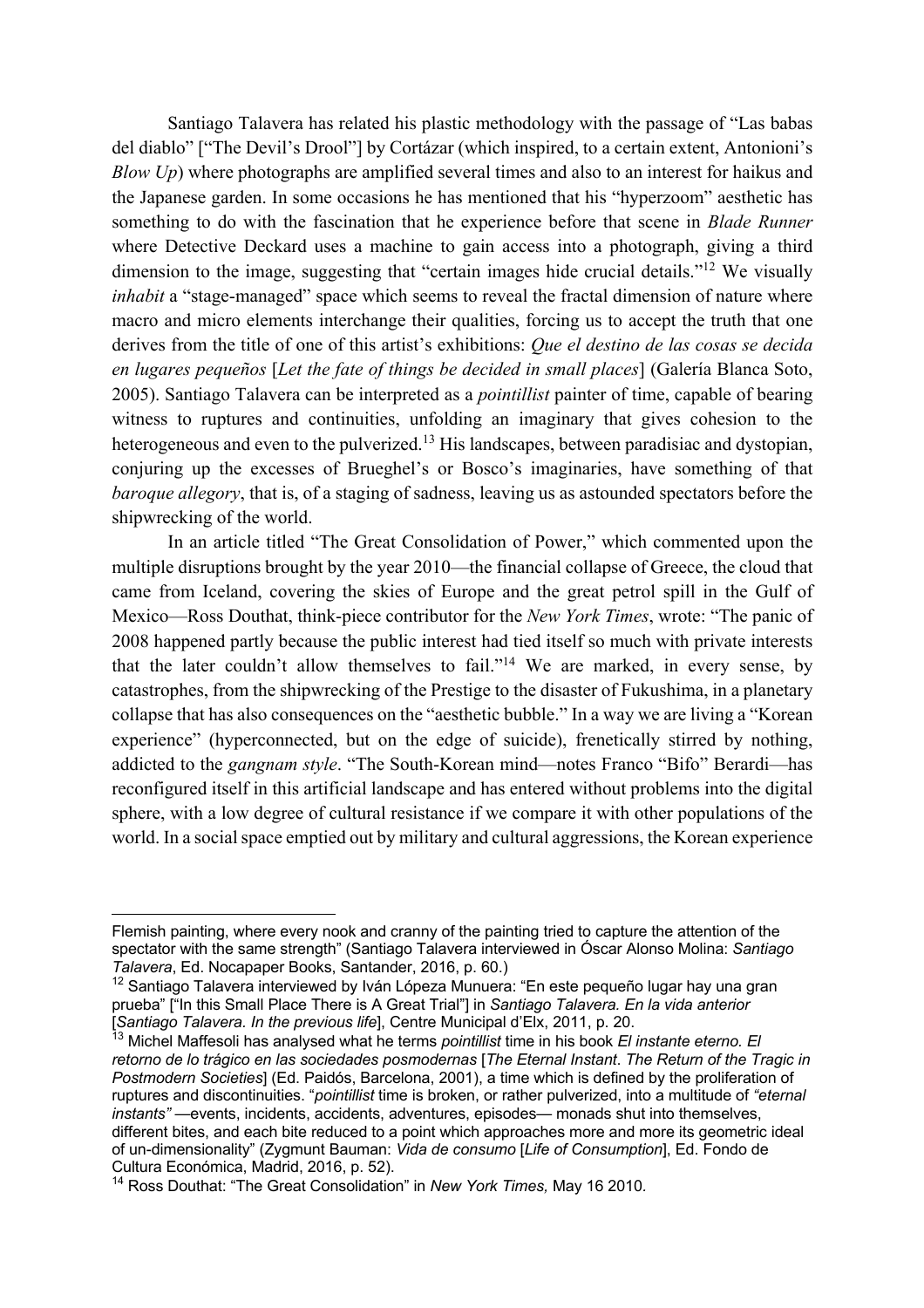Santiago Talavera has related his plastic methodology with the passage of "Las babas del diablo" ["The Devil's Drool"] by Cortázar (which inspired, to a certain extent, Antonioni's *Blow Up*) where photographs are amplified several times and also to an interest for haikus and the Japanese garden. In some occasions he has mentioned that his "hyperzoom" aesthetic has something to do with the fascination that he experience before that scene in *Blade Runner* where Detective Deckard uses a machine to gain access into a photograph, giving a third dimension to the image, suggesting that "certain images hide crucial details."[12] We visually *inhabit* a "stage-managed" space which seems to reveal the fractal dimension of nature where macro and micro elements interchange their qualities, forcing us to accept the truth that one derives from the title of one of this artist's exhibitions: *Que el destino de las cosas se decida en lugares pequeños* [*Let the fate of things be decided in small places*] (Galería Blanca Soto, 2005). Santiago Talavera can be interpreted as a *pointillist* painter of time, capable of bearing witness to ruptures and continuities, unfolding an imaginary that gives cohesion to the heterogeneous and even to the pulverized.[13] His landscapes, between paradisiac and dystopian, conjuring up the excesses of Brueghel's or Bosco's imaginaries, have something of that *baroque allegory*, that is, of a staging of sadness, leaving us as astounded spectators before the shipwrecking of the world.

In an article titled "The Great Consolidation of Power," which commented upon the multiple disruptions brought by the year 2010—the financial collapse of Greece, the cloud that came from Iceland, covering the skies of Europe and the great petrol spill in the Gulf of Mexico—Ross Douthat, think-piece contributor for the *New York Times*, wrote: "The panic of 2008 happened partly because the public interest had tied itself so much with private interests that the later couldn't allow themselves to fail."[14] We are marked, in every sense, by catastrophes, from the shipwrecking of the Prestige to the disaster of Fukushima, in a planetary collapse that has also consequences on the "aesthetic bubble." In a way we are living a "Korean experience" (hyperconnected, but on the edge of suicide), frenetically stirred by nothing, addicted to the *gangnam style*. "The South-Korean mind—notes Franco "Bifo" Berardi—has reconfigured itself in this artificial landscape and has entered without problems into the digital sphere, with a low degree of cultural resistance if we compare it with other populations of the world. In a social space emptied out by military and cultural aggressions, the Korean experience

---

Flemish painting, where every nook and cranny of the painting tried to capture the attention of the spectator with the same strength" (Santiago Talavera interviewed in Óscar Alonso Molina: *Santiago Talavera*, Ed. Nocapaper Books, Santander, 2016, p. 60.)

[12] Santiago Talavera interviewed by Iván López Munuera: "En este pequeño lugar hay una gran prueba" ["In this Small Place There is A Great Trial"] in *Santiago Talavera. En la vida anterior* [*Santiago Talavera. In the previous life*], Centre Municipal d'Elx, 2011, p. 20.

[13] Michel Maffesoli has analysed what he terms *pointillist* time in his book *El instante eterno. El retorno de lo trágico en las sociedades posmodernas* [*The Eternal Instant*. *The Return of the Tragic in Postmodern Societies*] (Ed. Paidós, Barcelona, 2001), a time which is defined by the proliferation of ruptures and discontinuities. "*pointillist* time is broken, or rather pulverized, into a multitude of *"eternal instants"* —events, incidents, accidents, adventures, episodes— monads shut into themselves, different bites, and each bite reduced to a point which approaches more and more its geometric ideal of un-dimensionality" (Zygmunt Bauman: *Vida de consumo* [*Life of Consumption*], Ed. Fondo de Cultura Económica, Madrid, 2016, p. 52).

[14] Ross Douthat: "The Great Consolidation" in *New York Times,* May 16 2010.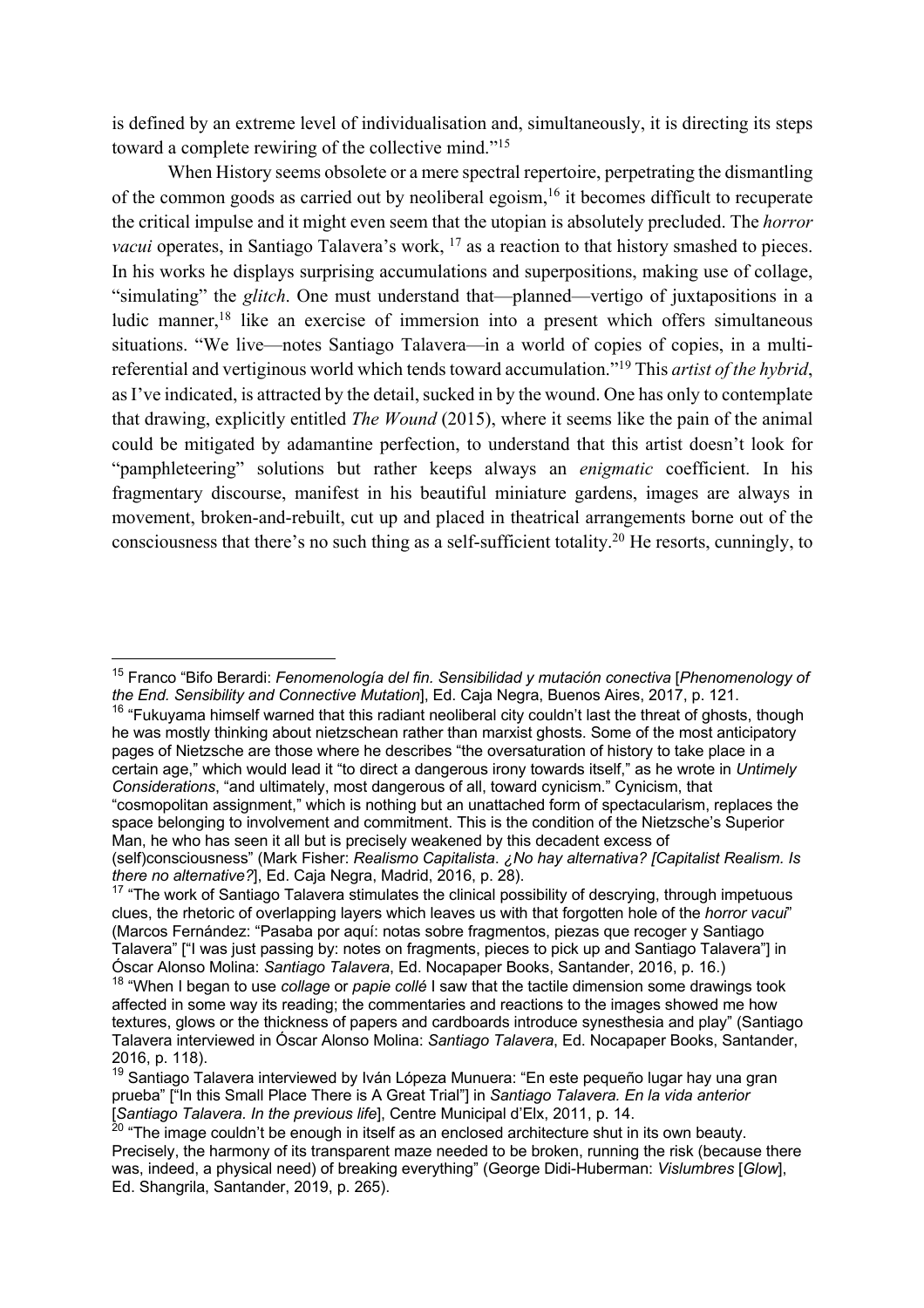is defined by an extreme level of individualisation and, simultaneously, it is directing its steps toward a complete rewiring of the collective mind."[15]

When History seems obsolete or a mere spectral repertoire, perpetrating the dismantling of the common goods as carried out by neoliberal egoism,[16] it becomes difficult to recuperate the critical impulse and it might even seem that the utopian is absolutely precluded. The *horror vacui* operates, in Santiago Talavera's work, [17] as a reaction to that history smashed to pieces. In his works he displays surprising accumulations and superpositions, making use of collage, "simulating" the *glitch*. One must understand that—planned—vertigo of juxtapositions in a ludic manner,[18] like an exercise of immersion into a present which offers simultaneous situations. "We live—notes Santiago Talavera—in a world of copies of copies, in a multi-referential and vertiginous world which tends toward accumulation."[19] This *artist of the hybrid*, as I've indicated, is attracted by the detail, sucked in by the wound. One has only to contemplate that drawing, explicitly entitled *The Wound* (2015), where it seems like the pain of the animal could be mitigated by adamantine perfection, to understand that this artist doesn't look for "pamphleteering" solutions but rather keeps always an *enigmatic* coefficient. In his fragmentary discourse, manifest in his beautiful miniature gardens, images are always in movement, broken-and-rebuilt, cut up and placed in theatrical arrangements borne out of the consciousness that there's no such thing as a self-sufficient totality.[20] He resorts, cunningly, to

---

[15] Franco "Bifo Berardi: *Fenomenología del fin. Sensibilidad y mutación conectiva* [*Phenomenology of the End. Sensibility and Connective Mutation*], Ed. Caja Negra, Buenos Aires, 2017, p. 121.

[16] "Fukuyama himself warned that this radiant neoliberal city couldn't last the threat of ghosts, though he was mostly thinking about nietzschean rather than marxist ghosts. Some of the most anticipatory pages of Nietzsche are those where he describes "the oversaturation of history to take place in a certain age," which would lead it "to direct a dangerous irony towards itself," as he wrote in *Untimely Considerations*, "and ultimately, most dangerous of all, toward cynicism." Cynicism, that "cosmopolitan assignment," which is nothing but an unattached form of spectacularism, replaces the space belonging to involvement and commitment. This is the condition of the Nietzsche's Superior Man, he who has seen it all but is precisely weakened by this decadent excess of (self)consciousness" (Mark Fisher: *Realismo Capitalista. ¿No hay alternativa? [Capitalist Realism. Is there no alternative?*], Ed. Caja Negra, Madrid, 2016, p. 28).

[17] "The work of Santiago Talavera stimulates the clinical possibility of descrying, through impetuous clues, the rhetoric of overlapping layers which leaves us with that forgotten hole of the *horror vacui*" (Marcos Fernández: "Pasaba por aquí: notas sobre fragmentos, piezas que recoger y Santiago Talavera" ["I was just passing by: notes on fragments, pieces to pick up and Santiago Talavera"] in Óscar Alonso Molina: *Santiago Talavera*, Ed. Nocapaper Books, Santander, 2016, p. 16.)

[18] "When I began to use *collage* or *papie collé* I saw that the tactile dimension some drawings took affected in some way its reading; the commentaries and reactions to the images showed me how textures, glows or the thickness of papers and cardboards introduce synesthesia and play" (Santiago Talavera interviewed in Óscar Alonso Molina: *Santiago Talavera*, Ed. Nocapaper Books, Santander, 2016, p. 118).

[19] Santiago Talavera interviewed by Iván Lópeza Munuera: "En este pequeño lugar hay una gran prueba" ["In this Small Place There is A Great Trial"] in *Santiago Talavera. En la vida anterior* [*Santiago Talavera. In the previous life*], Centre Municipal d'Elx, 2011, p. 14.

[20] "The image couldn't be enough in itself as an enclosed architecture shut in its own beauty. Precisely, the harmony of its transparent maze needed to be broken, running the risk (because there was, indeed, a physical need) of breaking everything" (George Didi-Huberman: *Vislumbres* [*Glow*], Ed. Shangrila, Santander, 2019, p. 265).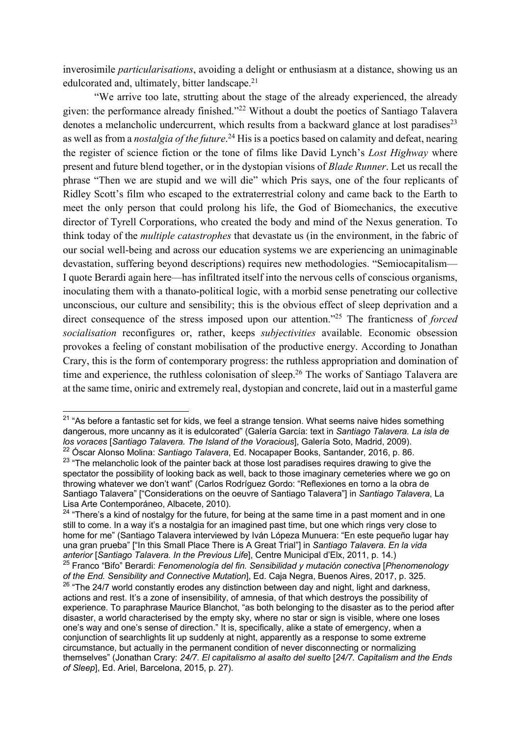inverosimile *particularisations*, avoiding a delight or enthusiasm at a distance, showing us an edulcorated and, ultimately, bitter landscape.[21]

"We arrive too late, strutting about the stage of the already experienced, the already given: the performance already finished."[22] Without a doubt the poetics of Santiago Talavera denotes a melancholic undercurrent, which results from a backward glance at lost paradises[23] as well as from a *nostalgia of the future*.[24] His is a poetics based on calamity and defeat, nearing the register of science fiction or the tone of films like David Lynch's *Lost Highway* where present and future blend together, or in the dystopian visions of *Blade Runner*. Let us recall the phrase "Then we are stupid and we will die" which Pris says, one of the four replicants of Ridley Scott's film who escaped to the extraterrestrial colony and came back to the Earth to meet the only person that could prolong his life, the God of Biomechanics, the executive director of Tyrell Corporations, who created the body and mind of the Nexus generation. To think today of the *multiple catastrophes* that devastate us (in the environment, in the fabric of our social well-being and across our education systems we are experiencing an unimaginable devastation, suffering beyond descriptions) requires new methodologies. "Semiocapitalism—I quote Berardi again here—has infiltrated itself into the nervous cells of conscious organisms, inoculating them with a thanato-political logic, with a morbid sense penetrating our collective unconscious, our culture and sensibility; this is the obvious effect of sleep deprivation and a direct consequence of the stress imposed upon our attention."[25] The franticness of *forced socialisation* reconfigures or, rather, keeps *subjectivities* available. Economic obsession provokes a feeling of constant mobilisation of the productive energy. According to Jonathan Crary, this is the form of contemporary progress: the ruthless appropriation and domination of time and experience, the ruthless colonisation of sleep.[26] The works of Santiago Talavera are at the same time, oniric and extremely real, dystopian and concrete, laid out in a masterful game

---

[21] "As before a fantastic set for kids, we feel a strange tension. What seems naive hides something dangerous, more uncanny as it is edulcorated" (Galería García: text in *Santiago Talavera. La isla de los voraces* [*Santiago Talavera. The Island of the Voracious*], Galería Soto, Madrid, 2009).

[22] Óscar Alonso Molina: *Santiago Talavera*, Ed. Nocapaper Books, Santander, 2016, p. 86.

[23] "The melancholic look of the painter back at those lost paradises requires drawing to give the spectator the possibility of looking back as well, back to those imaginary cemeteries where we go on throwing whatever we don't want" (Carlos Rodríguez Gordo: "Reflexiones en torno a la obra de Santiago Talavera" ["Considerations on the oeuvre of Santiago Talavera"] in *Santiago Talavera*, La Lisa Arte Contemporáneo, Albacete, 2010).

[24] "There's a kind of nostalgy for the future, for being at the same time in a past moment and in one still to come. In a way it's a nostalgia for an imagined past time, but one which rings very close to home for me" (Santiago Talavera interviewed by Iván López Munuera: "En este pequeño lugar hay una gran prueba" ["In this Small Place There is A Great Trial"] in *Santiago Talavera. En la vida anterior* [*Santiago Talavera. In the Previous Life*], Centre Municipal d'Elx, 2011, p. 14.)

[25] Franco "Bifo" Berardi: *Fenomenología del fin. Sensibilidad y mutación conectiva* [*Phenomenology of the End. Sensibility and Connective Mutation*], Ed. Caja Negra, Buenos Aires, 2017, p. 325.

[26] "The 24/7 world constantly erodes any distinction between day and night, light and darkness, actions and rest. It's a zone of insensibility, of amnesia, of that which destroys the possibility of experience. To paraphrase Maurice Blanchot, "as both belonging to the disaster as to the period after disaster, a world characterised by the empty sky, where no star or sign is visible, where one loses one's way and one's sense of direction." It is, specifically, alike a state of emergency, when a conjunction of searchlights lit up suddenly at night, apparently as a response to some extreme circumstance, but actually in the permanent condition of never disconnecting or normalizing themselves" (Jonathan Crary: *24/7. El capitalismo al asalto del suelto* [*24/7. Capitalism and the Ends of Sleep*], Ed. Ariel, Barcelona, 2015, p. 27).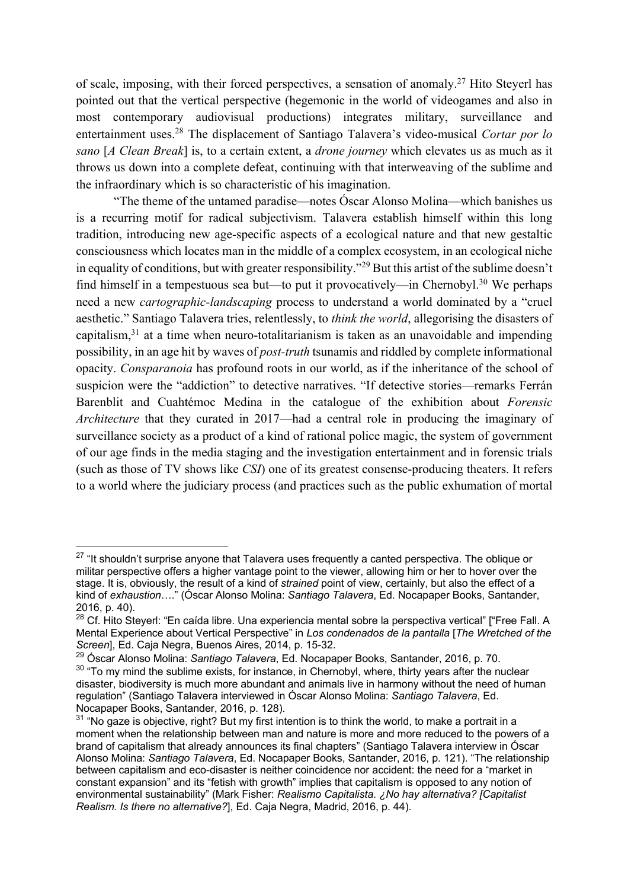of scale, imposing, with their forced perspectives, a sensation of anomaly.[27] Hito Steyerl has pointed out that the vertical perspective (hegemonic in the world of videogames and also in most contemporary audiovisual productions) integrates military, surveillance and entertainment uses.[28] The displacement of Santiago Talavera's video-musical *Cortar por lo sano* [*A Clean Break*] is, to a certain extent, a *drone journey* which elevates us as much as it throws us down into a complete defeat, continuing with that interweaving of the sublime and the infraordinary which is so characteristic of his imagination.

"The theme of the untamed paradise—notes Óscar Alonso Molina—which banishes us is a recurring motif for radical subjectivism. Talavera establish himself within this long tradition, introducing new age-specific aspects of a ecological nature and that new gestaltic consciousness which locates man in the middle of a complex ecosystem, in an ecological niche in equality of conditions, but with greater responsibility."[29] But this artist of the sublime doesn't find himself in a tempestuous sea but—to put it provocatively—in Chernobyl.[30] We perhaps need a new *cartographic-landscaping* process to understand a world dominated by a "cruel aesthetic." Santiago Talavera tries, relentlessly, to *think the world*, allegorising the disasters of capitalism,[31] at a time when neuro-totalitarianism is taken as an unavoidable and impending possibility, in an age hit by waves of *post-truth* tsunamis and riddled by complete informational opacity. *Consparanoia* has profound roots in our world, as if the inheritance of the school of suspicion were the "addiction" to detective narratives. "If detective stories—remarks Ferrán Barenblit and Cuahtémoc Medina in the catalogue of the exhibition about *Forensic Architecture* that they curated in 2017—had a central role in producing the imaginary of surveillance society as a product of a kind of rational police magic, the system of government of our age finds in the media staging and the investigation entertainment and in forensic trials (such as those of TV shows like *CSI*) one of its greatest consense-producing theaters. It refers to a world where the judiciary process (and practices such as the public exhumation of mortal

---

[27] "It shouldn't surprise anyone that Talavera uses frequently a canted perspectiva. The oblique or militar perspective offers a higher vantage point to the viewer, allowing him or her to hover over the stage. It is, obviously, the result of a kind of *strained* point of view, certainly, but also the effect of a kind of *exhaustion*…." (Óscar Alonso Molina: *Santiago Talavera*, Ed. Nocapaper Books, Santander, 2016, p. 40).

[28] Cf. Hito Steyerl: "En caída libre. Una experiencia mental sobre la perspectiva vertical" ["Free Fall. A Mental Experience about Vertical Perspective" in *Los condenados de la pantalla* [*The Wretched of the Screen*], Ed. Caja Negra, Buenos Aires, 2014, p. 15-32.

[29] Óscar Alonso Molina: *Santiago Talavera*, Ed. Nocapaper Books, Santander, 2016, p. 70.

[30] "To my mind the sublime exists, for instance, in Chernobyl, where, thirty years after the nuclear disaster, biodiversity is much more abundant and animals live in harmony without the need of human regulation" (Santiago Talavera interviewed in Óscar Alonso Molina: *Santiago Talavera*, Ed. Nocapaper Books, Santander, 2016, p. 128).

[31] "No gaze is objective, right? But my first intention is to think the world, to make a portrait in a moment when the relationship between man and nature is more and more reduced to the powers of a brand of capitalism that already announces its final chapters" (Santiago Talavera interview in Óscar Alonso Molina: *Santiago Talavera*, Ed. Nocapaper Books, Santander, 2016, p. 121). "The relationship between capitalism and eco-disaster is neither coincidence nor accident: the need for a "market in constant expansion" and its "fetish with growth" implies that capitalism is opposed to any notion of environmental sustainability" (Mark Fisher: *Realismo Capitalista. ¿No hay alternativa? [Capitalist Realism. Is there no alternative?*], Ed. Caja Negra, Madrid, 2016, p. 44).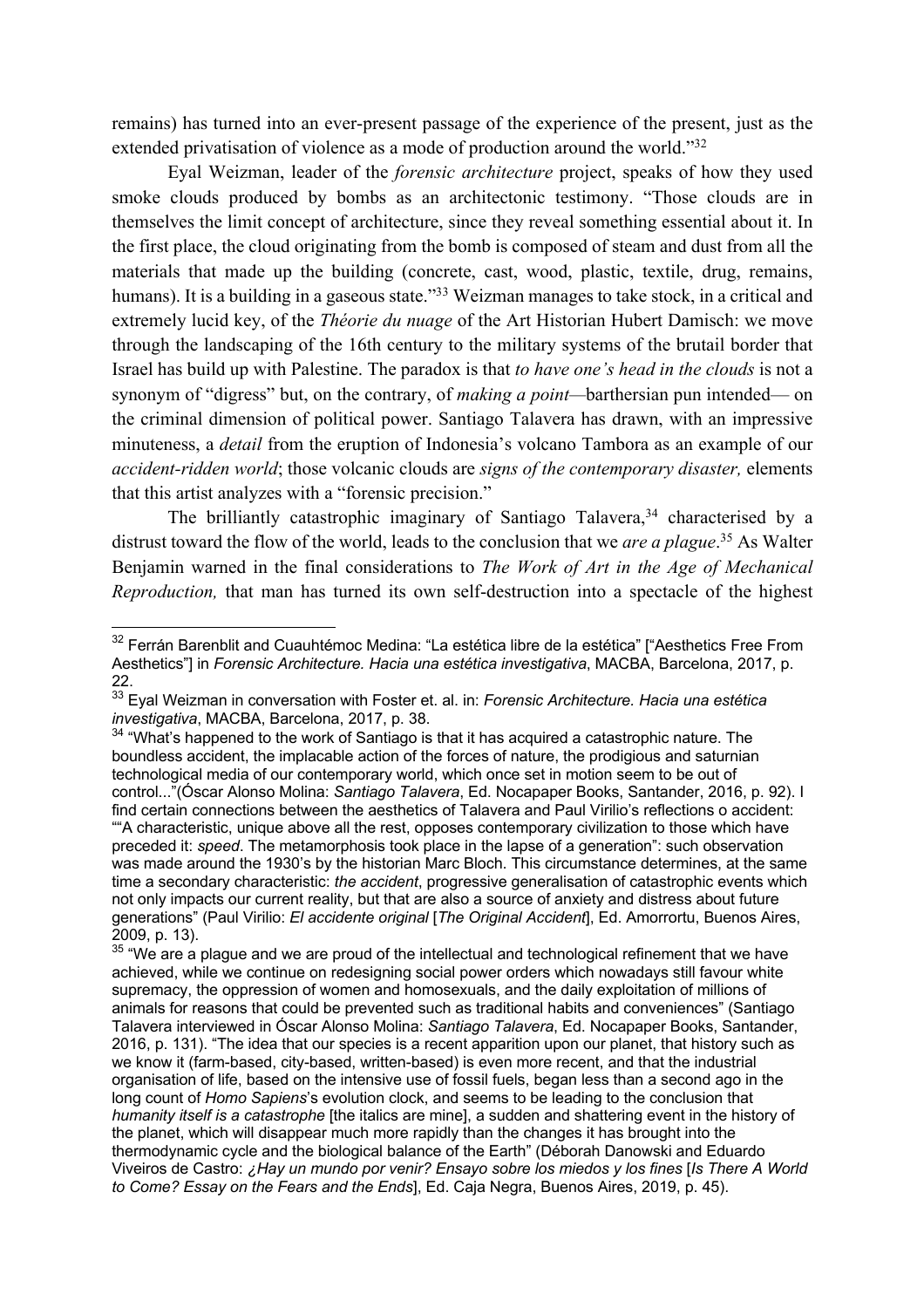remains) has turned into an ever-present passage of the experience of the present, just as the extended privatisation of violence as a mode of production around the world."[32]

Eyal Weizman, leader of the *forensic architecture* project, speaks of how they used smoke clouds produced by bombs as an architectonic testimony. "Those clouds are in themselves the limit concept of architecture, since they reveal something essential about it. In the first place, the cloud originating from the bomb is composed of steam and dust from all the materials that made up the building (concrete, cast, wood, plastic, textile, drug, remains, humans). It is a building in a gaseous state."[33] Weizman manages to take stock, in a critical and extremely lucid key, of the *Théorie du nuage* of the Art Historian Hubert Damisch: we move through the landscaping of the 16th century to the military systems of the brutail border that Israel has build up with Palestine. The paradox is that *to have one's head in the clouds* is not a synonym of "digress" but, on the contrary, of *making a point*—barthersian pun intended— on the criminal dimension of political power. Santiago Talavera has drawn, with an impressive minuteness, a *detail* from the eruption of Indonesia's volcano Tambora as an example of our *accident-ridden world*; those volcanic clouds are *signs of the contemporary disaster,* elements that this artist analyzes with a "forensic precision."

The brilliantly catastrophic imaginary of Santiago Talavera,[34] characterised by a distrust toward the flow of the world, leads to the conclusion that we *are a plague*.[35] As Walter Benjamin warned in the final considerations to *The Work of Art in the Age of Mechanical Reproduction,* that man has turned its own self-destruction into a spectacle of the highest

---

[32] Ferrán Barenblit and Cuauhtémoc Medina: "La estética libre de la estética" ["Aesthetics Free From Aesthetics"] in *Forensic Architecture. Hacia una estética investigativa*, MACBA, Barcelona, 2017, p. 22.

[33] Eyal Weizman in conversation with Foster et. al. in: *Forensic Architecture. Hacia una estética investigativa*, MACBA, Barcelona, 2017, p. 38.

[34] "What's happened to the work of Santiago is that it has acquired a catastrophic nature. The boundless accident, the implacable action of the forces of nature, the prodigious and saturnian technological media of our contemporary world, which once set in motion seem to be out of control..."(Óscar Alonso Molina: *Santiago Talavera*, Ed. Nocapaper Books, Santander, 2016, p. 92). I find certain connections between the aesthetics of Talavera and Paul Virilio's reflections o accident: ""A characteristic, unique above all the rest, opposes contemporary civilization to those which have preceded it: *speed*. The metamorphosis took place in the lapse of a generation": such observation was made around the 1930's by the historian Marc Bloch. This circumstance determines, at the same time a secondary characteristic: *the accident*, progressive generalisation of catastrophic events which not only impacts our current reality, but that are also a source of anxiety and distress about future generations" (Paul Virilio: *El accidente original* [*The Original Accident*], Ed. Amorrortu, Buenos Aires, 2009, p. 13).

[35] "We are a plague and we are proud of the intellectual and technological refinement that we have achieved, while we continue on redesigning social power orders which nowadays still favour white supremacy, the oppression of women and homosexuals, and the daily exploitation of millions of animals for reasons that could be prevented such as traditional habits and conveniences" (Santiago Talavera interviewed in Óscar Alonso Molina: *Santiago Talavera*, Ed. Nocapaper Books, Santander, 2016, p. 131). "The idea that our species is a recent apparition upon our planet, that history such as we know it (farm-based, city-based, written-based) is even more recent, and that the industrial organisation of life, based on the intensive use of fossil fuels, began less than a second ago in the long count of *Homo Sapiens*'s evolution clock, and seems to be leading to the conclusion that *humanity itself is a catastrophe* [the italics are mine], a sudden and shattering event in the history of the planet, which will disappear much more rapidly than the changes it has brought into the thermodynamic cycle and the biological balance of the Earth" (Déborah Danowski and Eduardo Viveiros de Castro: *¿Hay un mundo por venir? Ensayo sobre los miedos y los fines* [*Is There A World to Come? Essay on the Fears and the Ends*], Ed. Caja Negra, Buenos Aires, 2019, p. 45).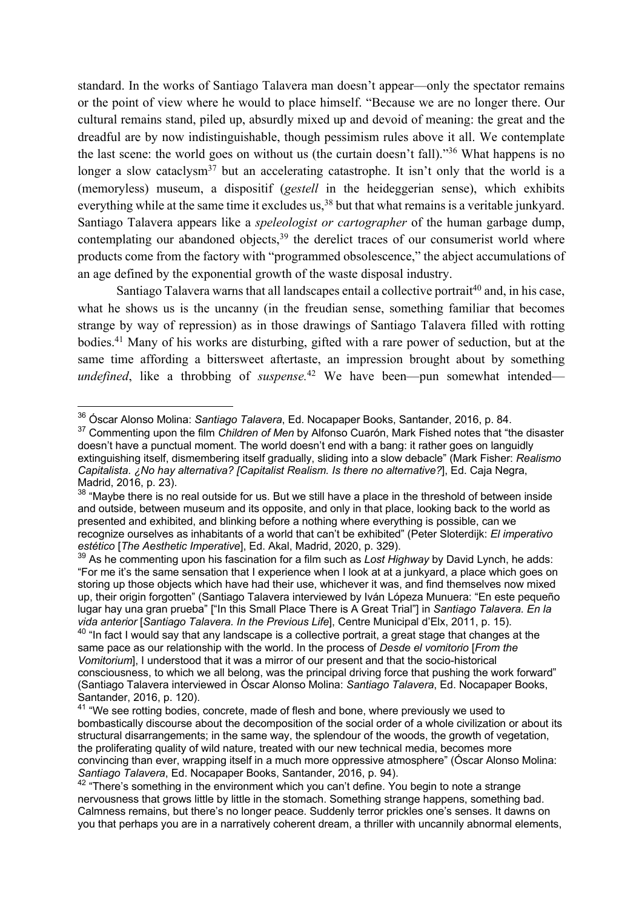standard. In the works of Santiago Talavera man doesn't appear—only the spectator remains or the point of view where he would to place himself. "Because we are no longer there. Our cultural remains stand, piled up, absurdly mixed up and devoid of meaning: the great and the dreadful are by now indistinguishable, though pessimism rules above it all. We contemplate the last scene: the world goes on without us (the curtain doesn't fall)."[36] What happens is no longer a slow cataclysm[37] but an accelerating catastrophe. It isn't only that the world is a (memoryless) museum, a dispositif (*gestell* in the heideggerian sense), which exhibits everything while at the same time it excludes us,[38] but that what remains is a veritable junkyard. Santiago Talavera appears like a *speleologist or cartographer* of the human garbage dump, contemplating our abandoned objects,[39] the derelict traces of our consumerist world where products come from the factory with "programmed obsolescence," the abject accumulations of an age defined by the exponential growth of the waste disposal industry.

Santiago Talavera warns that all landscapes entail a collective portrait[40] and, in his case, what he shows us is the uncanny (in the freudian sense, something familiar that becomes strange by way of repression) as in those drawings of Santiago Talavera filled with rotting bodies.[41] Many of his works are disturbing, gifted with a rare power of seduction, but at the same time affording a bittersweet aftertaste, an impression brought about by something *undefined*, like a throbbing of *suspense.*[42] We have been—pun somewhat intended—

---

[36] Óscar Alonso Molina: *Santiago Talavera*, Ed. Nocapaper Books, Santander, 2016, p. 84.

[37] Commenting upon the film *Children of Men* by Alfonso Cuarón, Mark Fished notes that "the disaster doesn't have a punctual moment. The world doesn't end with a bang: it rather goes on languidly extinguishing itself, dismembering itself gradually, sliding into a slow debacle" (Mark Fisher: *Realismo Capitalista. ¿No hay alternativa? [Capitalist Realism. Is there no alternative?*], Ed. Caja Negra, Madrid, 2016, p. 23).

[38] "Maybe there is no real outside for us. But we still have a place in the threshold of between inside and outside, between museum and its opposite, and only in that place, looking back to the world as presented and exhibited, and blinking before a nothing where everything is possible, can we recognize ourselves as inhabitants of a world that can't be exhibited" (Peter Sloterdijk: *El imperativo estético* [*The Aesthetic Imperative*], Ed. Akal, Madrid, 2020, p. 329).

[39] As he commenting upon his fascination for a film such as *Lost Highway* by David Lynch, he adds: "For me it's the same sensation that I experience when I look at at a junkyard, a place which goes on storing up those objects which have had their use, whichever it was, and find themselves now mixed up, their origin forgotten" (Santiago Talavera interviewed by Iván Lópeza Munuera: "En este pequeño lugar hay una gran prueba" ["In this Small Place There is A Great Trial"] in *Santiago Talavera. En la vida anterior* [*Santiago Talavera. In the Previous Life*], Centre Municipal d'Elx, 2011, p. 15).

[40] "In fact I would say that any landscape is a collective portrait, a great stage that changes at the same pace as our relationship with the world. In the process of *Desde el vomitorio* [*From the Vomitorium*], I understood that it was a mirror of our present and that the socio-historical consciousness, to which we all belong, was the principal driving force that pushing the work forward" (Santiago Talavera interviewed in Óscar Alonso Molina: *Santiago Talavera*, Ed. Nocapaper Books, Santander, 2016, p. 120).

[41] "We see rotting bodies, concrete, made of flesh and bone, where previously we used to bombastically discourse about the decomposition of the social order of a whole civilization or about its structural disarrangements; in the same way, the splendour of the woods, the growth of vegetation, the proliferating quality of wild nature, treated with our new technical media, becomes more convincing than ever, wrapping itself in a much more oppressive atmosphere" (Óscar Alonso Molina: *Santiago Talavera*, Ed. Nocapaper Books, Santander, 2016, p. 94).

[42] "There's something in the environment which you can't define. You begin to note a strange nervousness that grows little by little in the stomach. Something strange happens, something bad. Calmness remains, but there's no longer peace. Suddenly terror prickles one's senses. It dawns on you that perhaps you are in a narratively coherent dream, a thriller with uncannily abnormal elements,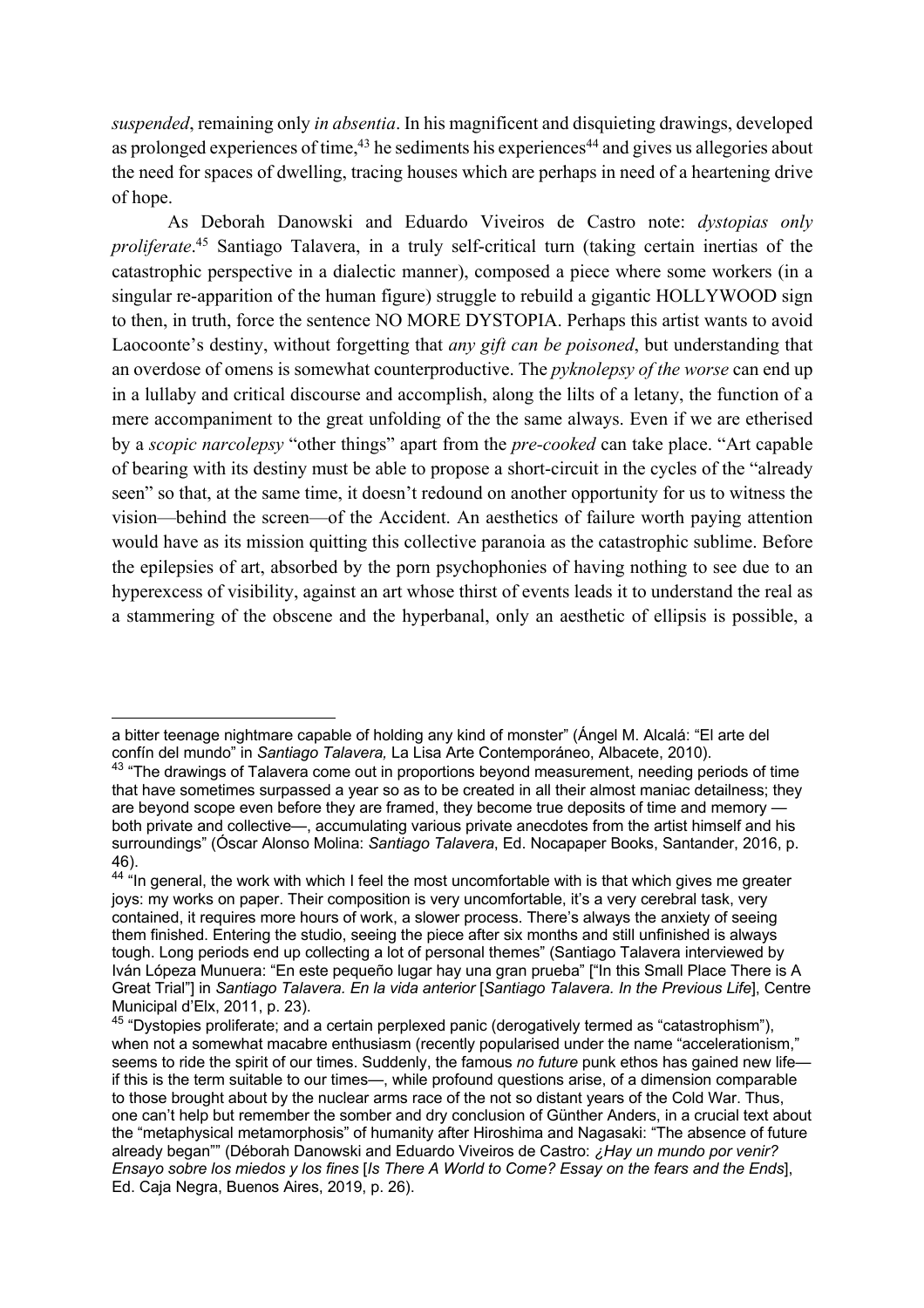*suspended*, remaining only *in absentia*. In his magnificent and disquieting drawings, developed as prolonged experiences of time,[43] he sediments his experiences[44] and gives us allegories about the need for spaces of dwelling, tracing houses which are perhaps in need of a heartening drive of hope.

As Deborah Danowski and Eduardo Viveiros de Castro note: *dystopias only proliferate*.[45] Santiago Talavera, in a truly self-critical turn (taking certain inertias of the catastrophic perspective in a dialectic manner), composed a piece where some workers (in a singular re-apparition of the human figure) struggle to rebuild a gigantic HOLLYWOOD sign to then, in truth, force the sentence NO MORE DYSTOPIA. Perhaps this artist wants to avoid Laocoonte's destiny, without forgetting that *any gift can be poisoned*, but understanding that an overdose of omens is somewhat counterproductive. The *pyknolepsy of the worse* can end up in a lullaby and critical discourse and accomplish, along the lilts of a letany, the function of a mere accompaniment to the great unfolding of the the same always. Even if we are etherised by a *scopic narcolepsy* "other things" apart from the *pre-cooked* can take place. "Art capable of bearing with its destiny must be able to propose a short-circuit in the cycles of the "already seen" so that, at the same time, it doesn't redound on another opportunity for us to witness the vision—behind the screen—of the Accident. An aesthetics of failure worth paying attention would have as its mission quitting this collective paranoia as the catastrophic sublime. Before the epilepsies of art, absorbed by the porn psychophonies of having nothing to see due to an hyperexcess of visibility, against an art whose thirst of events leads it to understand the real as a stammering of the obscene and the hyperbanal, only an aesthetic of ellipsis is possible, a

---

a bitter teenage nightmare capable of holding any kind of monster" (Ángel M. Alcalá: "El arte del confín del mundo" in *Santiago Talavera,* La Lisa Arte Contemporáneo, Albacete, 2010).

[43] "The drawings of Talavera come out in proportions beyond measurement, needing periods of time that have sometimes surpassed a year so as to be created in all their almost maniac detailness; they are beyond scope even before they are framed, they become true deposits of time and memory —both private and collective—, accumulating various private anecdotes from the artist himself and his surroundings" (Óscar Alonso Molina: *Santiago Talavera*, Ed. Nocapaper Books, Santander, 2016, p. 46).

[44] "In general, the work with which I feel the most uncomfortable with is that which gives me greater joys: my works on paper. Their composition is very uncomfortable, it's a very cerebral task, very contained, it requires more hours of work, a slower process. There's always the anxiety of seeing them finished. Entering the studio, seeing the piece after six months and still unfinished is always tough. Long periods end up collecting a lot of personal themes" (Santiago Talavera interviewed by Iván López Munuera: "En este pequeño lugar hay una gran prueba" ["In this Small Place There is A Great Trial"] in *Santiago Talavera. En la vida anterior* [*Santiago Talavera. In the Previous Life*], Centre Municipal d'Elx, 2011, p. 23).

[45] "Dystopies proliferate; and a certain perplexed panic (derogatively termed as "catastrophism"), when not a somewhat macabre enthusiasm (recently popularised under the name "accelerationism," seems to ride the spirit of our times. Suddenly, the famous *no future* punk ethos has gained new life—if this is the term suitable to our times—, while profound questions arise, of a dimension comparable to those brought about by the nuclear arms race of the not so distant years of the Cold War. Thus, one can't help but remember the somber and dry conclusion of Günther Anders, in a crucial text about the "metaphysical metamorphosis" of humanity after Hiroshima and Nagasaki: "The absence of future already began"" (Déborah Danowski and Eduardo Viveiros de Castro: *¿Hay un mundo por venir? Ensayo sobre los miedos y los fines* [*Is There A World to Come? Essay on the fears and the Ends*], Ed. Caja Negra, Buenos Aires, 2019, p. 26).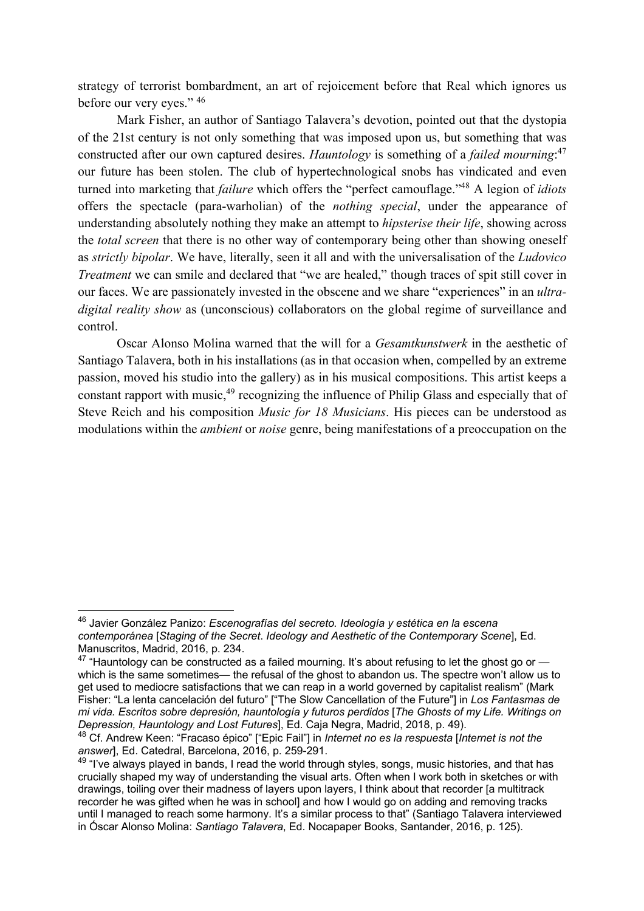strategy of terrorist bombardment, an art of rejoicement before that Real which ignores us before our very eyes." [46]

Mark Fisher, an author of Santiago Talavera's devotion, pointed out that the dystopia of the 21st century is not only something that was imposed upon us, but something that was constructed after our own captured desires. *Hauntology* is something of a *failed mourning*:[47] our future has been stolen. The club of hypertechnological snobs has vindicated and even turned into marketing that *failure* which offers the "perfect camouflage."[48] A legion of *idiots* offers the spectacle (para-warholian) of the *nothing special*, under the appearance of understanding absolutely nothing they make an attempt to *hipsterise their life*, showing across the *total screen* that there is no other way of contemporary being other than showing oneself as *strictly bipolar*. We have, literally, seen it all and with the universalisation of the *Ludovico Treatment* we can smile and declared that "we are healed," though traces of spit still cover in our faces. We are passionately invested in the obscene and we share "experiences" in an *ultra-digital reality show* as (unconscious) collaborators on the global regime of surveillance and control.

Oscar Alonso Molina warned that the will for a *Gesamtkunstwerk* in the aesthetic of Santiago Talavera, both in his installations (as in that occasion when, compelled by an extreme passion, moved his studio into the gallery) as in his musical compositions. This artist keeps a constant rapport with music,[49] recognizing the influence of Philip Glass and especially that of Steve Reich and his composition *Music for 18 Musicians*. His pieces can be understood as modulations within the *ambient* or *noise* genre, being manifestations of a preoccupation on the

---

[46] Javier González Panizo: *Escenografías del secreto. Ideología y estética en la escena contemporánea* [*Staging of the Secret. Ideology and Aesthetic of the Contemporary Scene*], Ed. Manuscritos, Madrid, 2016, p. 234.

[47] "Hauntology can be constructed as a failed mourning. It's about refusing to let the ghost go or — which is the same sometimes— the refusal of the ghost to abandon us. The spectre won't allow us to get used to mediocre satisfactions that we can reap in a world governed by capitalist realism" (Mark Fisher: "La lenta cancelación del futuro" ["The Slow Cancellation of the Future"] in *Los Fantasmas de mi vida. Escritos sobre depresión, hauntología y futuros perdidos* [*The Ghosts of my Life. Writings on Depression, Hauntology and Lost Futures*], Ed. Caja Negra, Madrid, 2018, p. 49).

[48] Cf. Andrew Keen: "Fracaso épico" ["Epic Fail"] in *Internet no es la respuesta* [*Internet is not the answer*], Ed. Catedral, Barcelona, 2016, p. 259-291.

[49] "I've always played in bands, I read the world through styles, songs, music histories, and that has crucially shaped my way of understanding the visual arts. Often when I work both in sketches or with drawings, toiling over their madness of layers upon layers, I think about that recorder [a multitrack recorder he was gifted when he was in school] and how I would go on adding and removing tracks until I managed to reach some harmony. It's a similar process to that" (Santiago Talavera interviewed in Óscar Alonso Molina: *Santiago Talavera*, Ed. Nocapaper Books, Santander, 2016, p. 125).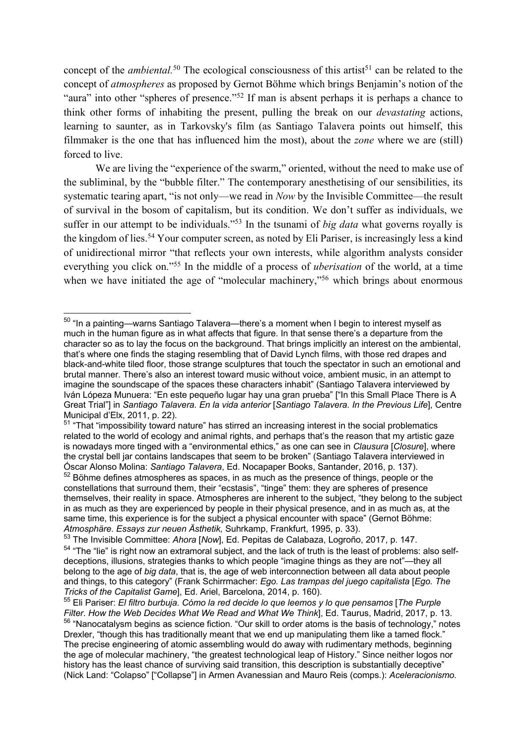concept of the *ambiental.*[50] The ecological consciousness of this artist[51] can be related to the concept of *atmospheres* as proposed by Gernot Böhme which brings Benjamin's notion of the "aura" into other "spheres of presence."[52] If man is absent perhaps it is perhaps a chance to think other forms of inhabiting the present, pulling the break on our *devastating* actions, learning to saunter, as in Tarkovsky's film (as Santiago Talavera points out himself, this filmmaker is the one that has influenced him the most), about the *zone* where we are (still) forced to live.

We are living the "experience of the swarm," oriented, without the need to make use of the subliminal, by the "bubble filter." The contemporary anesthetising of our sensibilities, its systematic tearing apart, "is not only—we read in *Now* by the Invisible Committee—the result of survival in the bosom of capitalism, but its condition. We don't suffer as individuals, we suffer in our attempt to be individuals."[53] In the tsunami of *big data* what governs royally is the kingdom of lies.[54] Your computer screen, as noted by Eli Pariser, is increasingly less a kind of unidirectional mirror "that reflects your own interests, while algorithm analysts consider everything you click on."[55] In the middle of a process of *uberisation* of the world, at a time when we have initiated the age of "molecular machinery,"[56] which brings about enormous

---

[50] "In a painting—warns Santiago Talavera—there's a moment when I begin to interest myself as much in the human figure as in what affects that figure. In that sense there's a departure from the character so as to lay the focus on the background. That brings implicitly an interest on the ambiental, that's where one finds the staging resembling that of David Lynch films, with those red drapes and black-and-white tiled floor, those strange sculptures that touch the spectator in such an emotional and brutal manner. There's also an interest toward music without voice, ambient music, in an attempt to imagine the soundscape of the spaces these characters inhabit" (Santiago Talavera interviewed by Iván Lópeza Munuera: "En este pequeño lugar hay una gran prueba" ["In this Small Place There is A Great Trial"] in *Santiago Talavera. En la vida anterior* [*Santiago Talavera. In the Previous Life*], Centre Municipal d'Elx, 2011, p. 22).

[51] "That "impossibility toward nature" has stirred an increasing interest in the social problematics related to the world of ecology and animal rights, and perhaps that's the reason that my artistic gaze is nowadays more tinged with a "environmental ethics," as one can see in *Clausura* [*Closure*], where the crystal bell jar contains landscapes that seem to be broken" (Santiago Talavera interviewed in Óscar Alonso Molina: *Santiago Talavera*, Ed. Nocapaper Books, Santander, 2016, p. 137).

[52] Böhme defines atmospheres as spaces, in as much as the presence of things, people or the constellations that surround them, their "ecstasis", "tinge" them: they are spheres of presence themselves, their reality in space. Atmospheres are inherent to the subject, "they belong to the subject in as much as they are experienced by people in their physical presence, and in as much as, at the same time, this experience is for the subject a physical encounter with space" (Gernot Böhme: *Atmosphäre. Essays zur neuen Ästhetik,* Suhrkamp, Frankfurt, 1995, p. 33).

[53] The Invisible Committee: *Ahora* [*Now*], Ed. Pepitas de Calabaza, Logroño, 2017, p. 147.

[54] "The "lie" is right now an extramoral subject, and the lack of truth is the least of problems: also self-deceptions, illusions, strategies thanks to which people "imagine things as they are not"—they all belong to the age of *big data*, that is, the age of web interconnection between all data about people and things, to this category" (Frank Schirrmacher: *Ego. Las trampas del juego capitalista* [*Ego. The Tricks of the Capitalist Game*], Ed. Ariel, Barcelona, 2014, p. 160).

[55] Eli Pariser: *El filtro burbuja. Cómo la red decide lo que leemos y lo que pensamos* [*The Purple Filter. How the Web Decides What We Read and What We Think*], Ed. Taurus, Madrid, 2017, p. 13.

[56] "Nanocatalysm begins as science fiction. "Our skill to order atoms is the basis of technology," notes Drexler, "though this has traditionally meant that we end up manipulating them like a tamed flock." The precise engineering of atomic assembling would do away with rudimentary methods, beginning the age of molecular machinery, "the greatest technological leap of History." Since neither logos nor history has the least chance of surviving said transition, this description is substantially deceptive" (Nick Land: "Colapso" ["Collapse"] in Armen Avanessian and Mauro Reis (comps.): *Aceleracionismo.*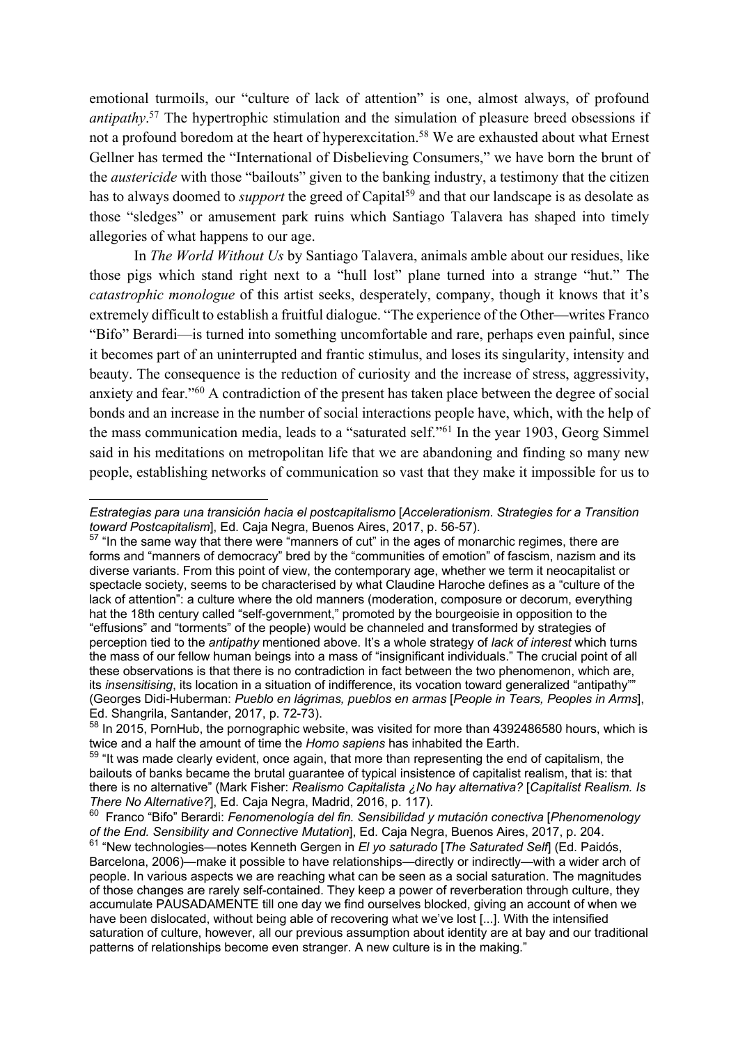emotional turmoils, our "culture of lack of attention" is one, almost always, of profound *antipathy*.[57] The hypertrophic stimulation and the simulation of pleasure breed obsessions if not a profound boredom at the heart of hyperexcitation.[58] We are exhausted about what Ernest Gellner has termed the "International of Disbelieving Consumers," we have born the brunt of the *austericide* with those "bailouts" given to the banking industry, a testimony that the citizen has to always doomed to *support* the greed of Capital[59] and that our landscape is as desolate as those "sledges" or amusement park ruins which Santiago Talavera has shaped into timely allegories of what happens to our age.

In *The World Without Us* by Santiago Talavera, animals amble about our residues, like those pigs which stand right next to a "hull lost" plane turned into a strange "hut." The *catastrophic monologue* of this artist seeks, desperately, company, though it knows that it's extremely difficult to establish a fruitful dialogue. "The experience of the Other—writes Franco "Bifo" Berardi—is turned into something uncomfortable and rare, perhaps even painful, since it becomes part of an uninterrupted and frantic stimulus, and loses its singularity, intensity and beauty. The consequence is the reduction of curiosity and the increase of stress, aggressivity, anxiety and fear."[60] A contradiction of the present has taken place between the degree of social bonds and an increase in the number of social interactions people have, which, with the help of the mass communication media, leads to a "saturated self."[61] In the year 1903, Georg Simmel said in his meditations on metropolitan life that we are abandoning and finding so many new people, establishing networks of communication so vast that they make it impossible for us to

---

*Estrategias para una transición hacia el postcapitalismo* [*Accelerationism. Strategies for a Transition toward Postcapitalism*], Ed. Caja Negra, Buenos Aires, 2017, p. 56-57).

[57] "In the same way that there were "manners of cut" in the ages of monarchic regimes, there are forms and "manners of democracy" bred by the "communities of emotion" of fascism, nazism and its diverse variants. From this point of view, the contemporary age, whether we term it neocapitalist or spectacle society, seems to be characterised by what Claudine Haroche defines as a "culture of the lack of attention": a culture where the old manners (moderation, composure or decorum, everything hat the 18th century called "self-government," promoted by the bourgeoisie in opposition to the "effusions" and "torments" of the people) would be channeled and transformed by strategies of perception tied to the *antipathy* mentioned above. It's a whole strategy of *lack of interest* which turns the mass of our fellow human beings into a mass of "insignificant individuals." The crucial point of all these observations is that there is no contradiction in fact between the two phenomenon, which are, its *insensitising*, its location in a situation of indifference, its vocation toward generalized "antipathy"" (Georges Didi-Huberman: *Pueblo en lágrimas, pueblos en armas* [*People in Tears, Peoples in Arms*], Ed. Shangrila, Santander, 2017, p. 72-73).

[58] In 2015, PornHub, the pornographic website, was visited for more than 4392486580 hours, which is twice and a half the amount of time the *Homo sapiens* has inhabited the Earth.

[59] "It was made clearly evident, once again, that more than representing the end of capitalism, the bailouts of banks became the brutal guarantee of typical insistence of capitalist realism, that is: that there is no alternative" (Mark Fisher: *Realismo Capitalista ¿No hay alternativa?* [*Capitalist Realism. Is There No Alternative?*], Ed. Caja Negra, Madrid, 2016, p. 117).

[60] Franco "Bifo" Berardi: *Fenomenología del fin. Sensibilidad y mutación conectiva* [*Phenomenology of the End. Sensibility and Connective Mutation*], Ed. Caja Negra, Buenos Aires, 2017, p. 204.

[61] "New technologies—notes Kenneth Gergen in *El yo saturado* [*The Saturated Self*] (Ed. Paidós, Barcelona, 2006)—make it possible to have relationships—directly or indirectly—with a wider arch of people. In various aspects we are reaching what can be seen as a social saturation. The magnitudes of those changes are rarely self-contained. They keep a power of reverberation through culture, they accumulate PAUSADAMENTE till one day we find ourselves blocked, giving an account of when we have been dislocated, without being able of recovering what we've lost [...]. With the intensified saturation of culture, however, all our previous assumption about identity are at bay and our traditional patterns of relationships become even stranger. A new culture is in the making."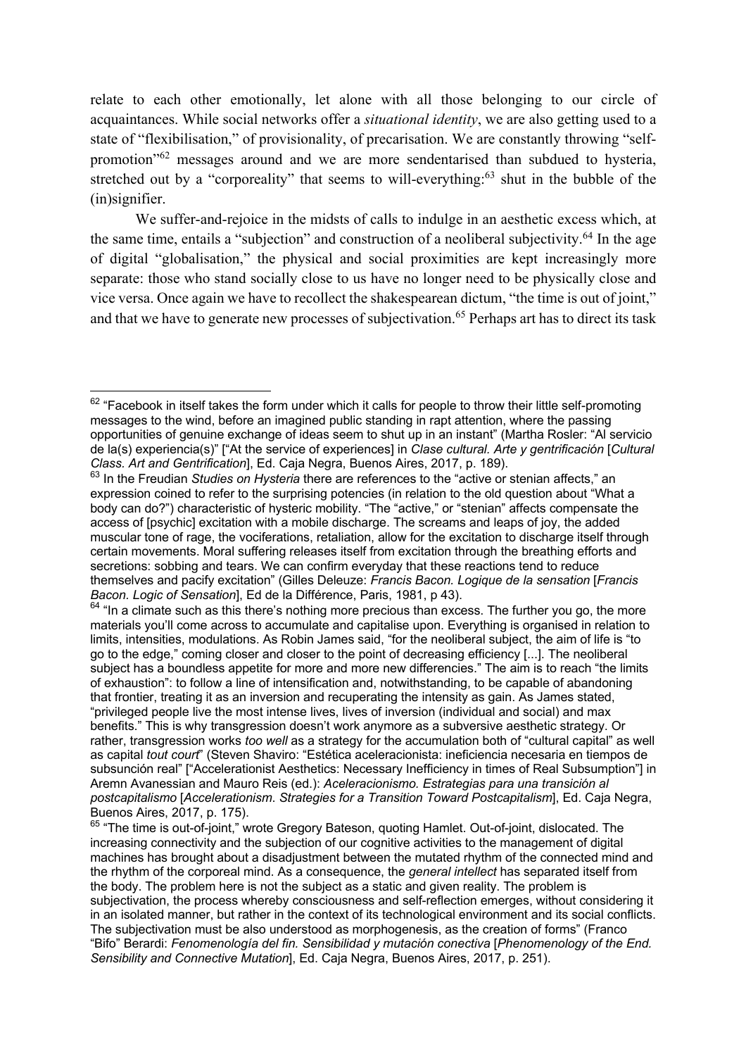relate to each other emotionally, let alone with all those belonging to our circle of acquaintances. While social networks offer a *situational identity*, we are also getting used to a state of "flexibilisation," of provisionality, of precarisation. We are constantly throwing "self-promotion"[62] messages around and we are more sendentarised than subdued to hysteria, stretched out by a "corporeality" that seems to will-everything:[63] shut in the bubble of the (in)signifier.

We suffer-and-rejoice in the midsts of calls to indulge in an aesthetic excess which, at the same time, entails a "subjection" and construction of a neoliberal subjectivity.[64] In the age of digital "globalisation," the physical and social proximities are kept increasingly more separate: those who stand socially close to us have no longer need to be physically close and vice versa. Once again we have to recollect the shakespearean dictum, "the time is out of joint," and that we have to generate new processes of subjectivation.[65] Perhaps art has to direct its task

---

[62] "Facebook in itself takes the form under which it calls for people to throw their little self-promoting messages to the wind, before an imagined public standing in rapt attention, where the passing opportunities of genuine exchange of ideas seem to shut up in an instant" (Martha Rosler: "Al servicio de la(s) experiencia(s)" ["At the service of experiences] in *Clase cultural. Arte y gentrificación* [*Cultural Class. Art and Gentrification*], Ed. Caja Negra, Buenos Aires, 2017, p. 189).

[63] In the Freudian *Studies on Hysteria* there are references to the "active or stenian affects," an expression coined to refer to the surprising potencies (in relation to the old question about "What a body can do?") characteristic of hysteric mobility. "The "active," or "stenian" affects compensate the access of [psychic] excitation with a mobile discharge. The screams and leaps of joy, the added muscular tone of rage, the vociferations, retaliation, allow for the excitation to discharge itself through certain movements. Moral suffering releases itself from excitation through the breathing efforts and secretions: sobbing and tears. We can confirm everyday that these reactions tend to reduce themselves and pacify excitation" (Gilles Deleuze: *Francis Bacon. Logique de la sensation* [*Francis Bacon. Logic of Sensation*], Ed de la Différence, Paris, 1981, p 43).

[64] "In a climate such as this there's nothing more precious than excess. The further you go, the more materials you'll come across to accumulate and capitalise upon. Everything is organised in relation to limits, intensities, modulations. As Robin James said, "for the neoliberal subject, the aim of life is "to go to the edge," coming closer and closer to the point of decreasing efficiency [...]. The neoliberal subject has a boundless appetite for more and more new differencies." The aim is to reach "the limits of exhaustion": to follow a line of intensification and, notwithstanding, to be capable of abandoning that frontier, treating it as an inversion and recuperating the intensity as gain. As James stated, "privileged people live the most intense lives, lives of inversion (individual and social) and max benefits." This is why transgression doesn't work anymore as a subversive aesthetic strategy. Or rather, transgression works *too well* as a strategy for the accumulation both of "cultural capital" as well as capital *tout court*" (Steven Shaviro: "Estética aceleracionista: ineficiencia necesaria en tiempos de subsunción real" ["Accelerationist Aesthetics: Necessary Inefficiency in times of Real Subsumption"] in Aremn Avanessian and Mauro Reis (ed.): *Aceleracionismo. Estrategias para una transición al postcapitalismo* [*Accelerationism. Strategies for a Transition Toward Postcapitalism*], Ed. Caja Negra, Buenos Aires, 2017, p. 175).

[65] "The time is out-of-joint," wrote Gregory Bateson, quoting Hamlet. Out-of-joint, dislocated. The increasing connectivity and the subjection of our cognitive activities to the management of digital machines has brought about a disadjustment between the mutated rhythm of the connected mind and the rhythm of the corporeal mind. As a consequence, the *general intellect* has separated itself from the body. The problem here is not the subject as a static and given reality. The problem is subjectivation, the process whereby consciousness and self-reflection emerges, without considering it in an isolated manner, but rather in the context of its technological environment and its social conflicts. The subjectivation must be also understood as morphogenesis, as the creation of forms" (Franco "Bifo" Berardi: *Fenomenología del fin. Sensibilidad y mutación conectiva* [*Phenomenology of the End. Sensibility and Connective Mutation*], Ed. Caja Negra, Buenos Aires, 2017, p. 251).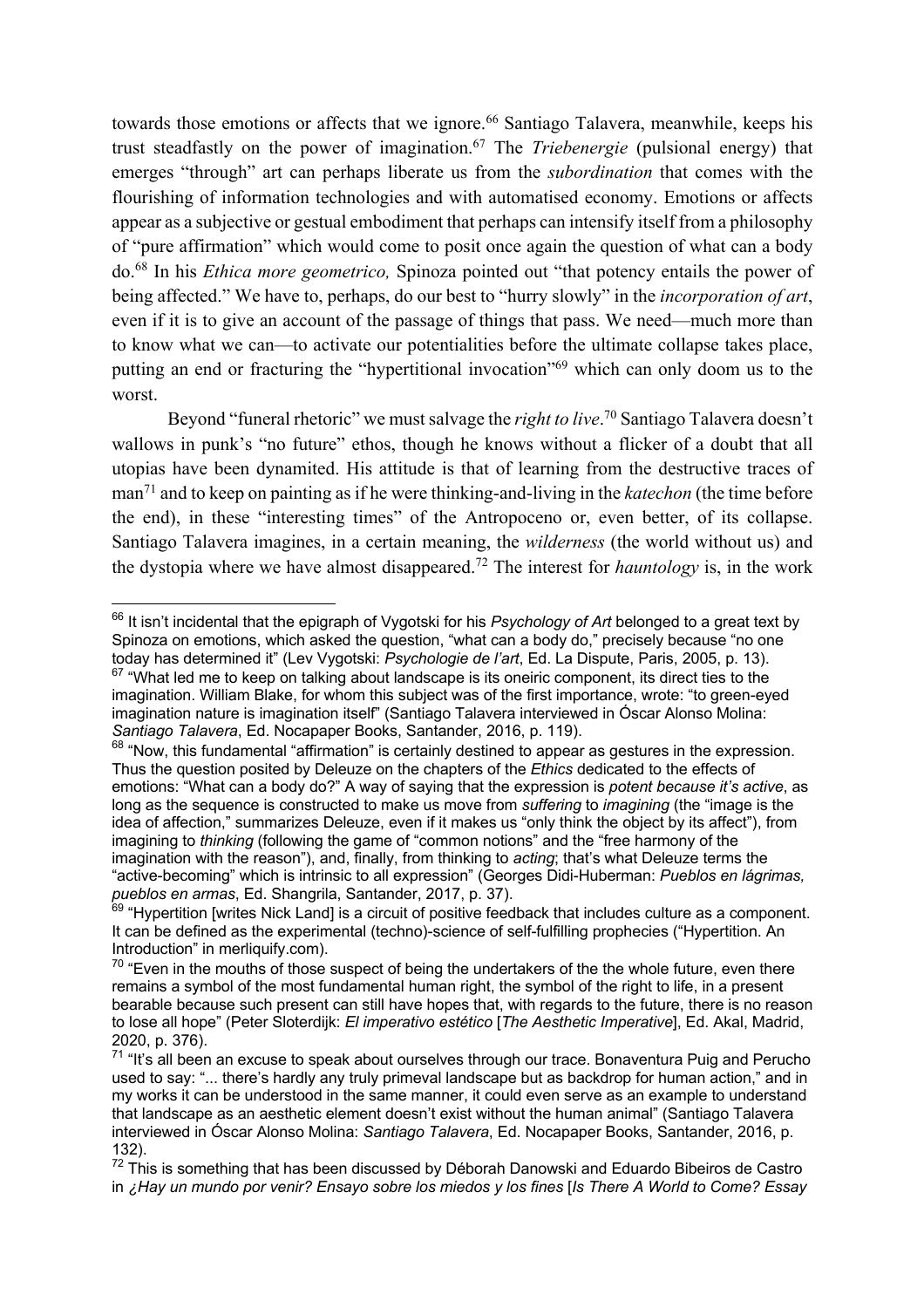towards those emotions or affects that we ignore.[66] Santiago Talavera, meanwhile, keeps his trust steadfastly on the power of imagination.[67] The *Triebenergie* (pulsional energy) that emerges "through" art can perhaps liberate us from the *subordination* that comes with the flourishing of information technologies and with automatised economy. Emotions or affects appear as a subjective or gestual embodiment that perhaps can intensify itself from a philosophy of "pure affirmation" which would come to posit once again the question of what can a body do.[68] In his *Ethica more geometrico,* Spinoza pointed out "that potency entails the power of being affected." We have to, perhaps, do our best to "hurry slowly" in the *incorporation of art*, even if it is to give an account of the passage of things that pass. We need—much more than to know what we can—to activate our potentialities before the ultimate collapse takes place, putting an end or fracturing the "hypertitional invocation"[69] which can only doom us to the worst.

Beyond "funeral rhetoric" we must salvage the *right to live*.[70] Santiago Talavera doesn't wallows in punk's "no future" ethos, though he knows without a flicker of a doubt that all utopias have been dynamited. His attitude is that of learning from the destructive traces of man[71] and to keep on painting as if he were thinking-and-living in the *katechon* (the time before the end), in these "interesting times" of the Antropoceno or, even better, of its collapse. Santiago Talavera imagines, in a certain meaning, the *wilderness* (the world without us) and the dystopia where we have almost disappeared.[72] The interest for *hauntology* is, in the work

---

[66] It isn't incidental that the epigraph of Vygotski for his *Psychology of Art* belonged to a great text by Spinoza on emotions, which asked the question, "what can a body do," precisely because "no one today has determined it" (Lev Vygotski: *Psychologie de l'art*, Ed. La Dispute, Paris, 2005, p. 13).

[67] "What led me to keep on talking about landscape is its oneiric component, its direct ties to the imagination. William Blake, for whom this subject was of the first importance, wrote: "to green-eyed imagination nature is imagination itself" (Santiago Talavera interviewed in Óscar Alonso Molina: *Santiago Talavera*, Ed. Nocapaper Books, Santander, 2016, p. 119).

[68] "Now, this fundamental "affirmation" is certainly destined to appear as gestures in the expression. Thus the question posited by Deleuze on the chapters of the *Ethics* dedicated to the effects of emotions: "What can a body do?" A way of saying that the expression is *potent because it's active*, as long as the sequence is constructed to make us move from *suffering* to *imagining* (the "image is the idea of affection," summarizes Deleuze, even if it makes us "only think the object by its affect"), from imagining to *thinking* (following the game of "common notions" and the "free harmony of the imagination with the reason"), and, finally, from thinking to *acting*; that's what Deleuze terms the "active-becoming" which is intrinsic to all expression" (Georges Didi-Huberman: *Pueblos en lágrimas, pueblos en armas*, Ed. Shangrila, Santander, 2017, p. 37).

[69] "Hypertition [writes Nick Land] is a circuit of positive feedback that includes culture as a component. It can be defined as the experimental (techno)-science of self-fulfilling prophecies ("Hypertition. An Introduction" in merliquify.com).

[70] "Even in the mouths of those suspect of being the undertakers of the the whole future, even there remains a symbol of the most fundamental human right, the symbol of the right to life, in a present bearable because such present can still have hopes that, with regards to the future, there is no reason to lose all hope" (Peter Sloterdijk: *El imperativo estético* [*The Aesthetic Imperative*], Ed. Akal, Madrid, 2020, p. 376).

[71] "It's all been an excuse to speak about ourselves through our trace. Bonaventura Puig and Perucho used to say: "... there's hardly any truly primeval landscape but as backdrop for human action," and in my works it can be understood in the same manner, it could even serve as an example to understand that landscape as an aesthetic element doesn't exist without the human animal" (Santiago Talavera interviewed in Óscar Alonso Molina: *Santiago Talavera*, Ed. Nocapaper Books, Santander, 2016, p. 132).

[72] This is something that has been discussed by Déborah Danowski and Eduardo Bibeiros de Castro in *¿Hay un mundo por venir? Ensayo sobre los miedos y los fines* [*Is There A World to Come? Essay*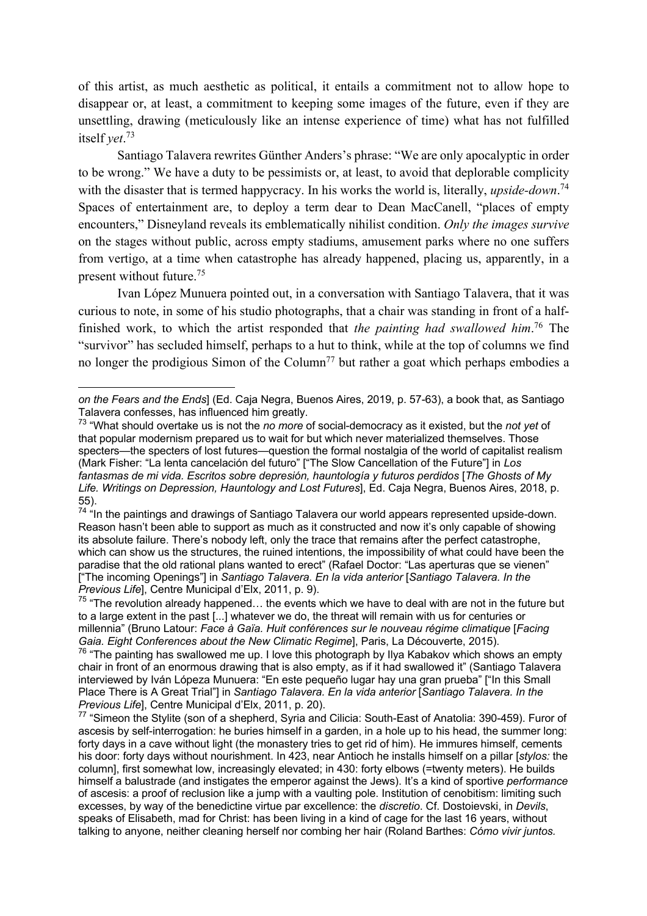of this artist, as much aesthetic as political, it entails a commitment not to allow hope to disappear or, at least, a commitment to keeping some images of the future, even if they are unsettling, drawing (meticulously like an intense experience of time) what has not fulfilled itself *yet*.[73]

Santiago Talavera rewrites Günther Anders's phrase: "We are only apocalyptic in order to be wrong." We have a duty to be pessimists or, at least, to avoid that deplorable complicity with the disaster that is termed happycracy. In his works the world is, literally, *upside-down*.[74] Spaces of entertainment are, to deploy a term dear to Dean MacCanell, "places of empty encounters," Disneyland reveals its emblematically nihilist condition. *Only the images survive* on the stages without public, across empty stadiums, amusement parks where no one suffers from vertigo, at a time when catastrophe has already happened, placing us, apparently, in a present without future.[75]

Ivan López Munuera pointed out, in a conversation with Santiago Talavera, that it was curious to note, in some of his studio photographs, that a chair was standing in front of a half-finished work, to which the artist responded that *the painting had swallowed him*.[76] The "survivor" has secluded himself, perhaps to a hut to think, while at the top of columns we find no longer the prodigious Simon of the Column[77] but rather a goat which perhaps embodies a

---

*on the Fears and the Ends*] (Ed. Caja Negra, Buenos Aires, 2019, p. 57-63), a book that, as Santiago Talavera confesses, has influenced him greatly.

[73] "What should overtake us is not the *no more* of social-democracy as it existed, but the *not yet* of that popular modernism prepared us to wait for but which never materialized themselves. Those specters—the specters of lost futures—question the formal nostalgia of the world of capitalist realism (Mark Fisher: "La lenta cancelación del futuro" ["The Slow Cancellation of the Future"] in *Los fantasmas de mi vida. Escritos sobre depresión, hauntología y futuros perdidos* [*The Ghosts of My Life. Writings on Depression, Hauntology and Lost Futures*], Ed. Caja Negra, Buenos Aires, 2018, p. 55).

[74] "In the paintings and drawings of Santiago Talavera our world appears represented upside-down. Reason hasn't been able to support as much as it constructed and now it's only capable of showing its absolute failure. There's nobody left, only the trace that remains after the perfect catastrophe, which can show us the structures, the ruined intentions, the impossibility of what could have been the paradise that the old rational plans wanted to erect" (Rafael Doctor: "Las aperturas que se vienen" ["The incoming Openings"] in *Santiago Talavera. En la vida anterior* [*Santiago Talavera. In the Previous Life*], Centre Municipal d'Elx, 2011, p. 9).

[75] "The revolution already happened… the events which we have to deal with are not in the future but to a large extent in the past [...] whatever we do, the threat will remain with us for centuries or millennia" (Bruno Latour: *Face à Gaïa. Huit conférences sur le nouveau régime climatique* [*Facing Gaia. Eight Conferences about the New Climatic Regime*], Paris, La Découverte, 2015).

[76] "The painting has swallowed me up. I love this photograph by Ilya Kabakov which shows an empty chair in front of an enormous drawing that is also empty, as if it had swallowed it" (Santiago Talavera interviewed by Iván Lópeza Munuera: "En este pequeño lugar hay una gran prueba" ["In this Small Place There is A Great Trial"] in *Santiago Talavera. En la vida anterior* [*Santiago Talavera. In the Previous Life*], Centre Municipal d'Elx, 2011, p. 20).

[77] "Simeon the Stylite (son of a shepherd, Syria and Cilicia: South-East of Anatolia: 390-459). Furor of ascesis by self-interrogation: he buries himself in a garden, in a hole up to his head, the summer long: forty days in a cave without light (the monastery tries to get rid of him). He immures himself, cements his door: forty days without nourishment. In 423, near Antioch he installs himself on a pillar [*stylos:* the column], first somewhat low, increasingly elevated; in 430: forty elbows (=twenty meters). He builds himself a balustrade (and instigates the emperor against the Jews). It's a kind of sportive *performance* of ascesis: a proof of reclusion like a jump with a vaulting pole. Institution of cenobitism: limiting such excesses, by way of the benedictine virtue par excellence: the *discretio*. Cf. Dostoievski, in *Devils*, speaks of Elisabeth, mad for Christ: has been living in a kind of cage for the last 16 years, without talking to anyone, neither cleaning herself nor combing her hair (Roland Barthes: *Cómo vivir juntos.*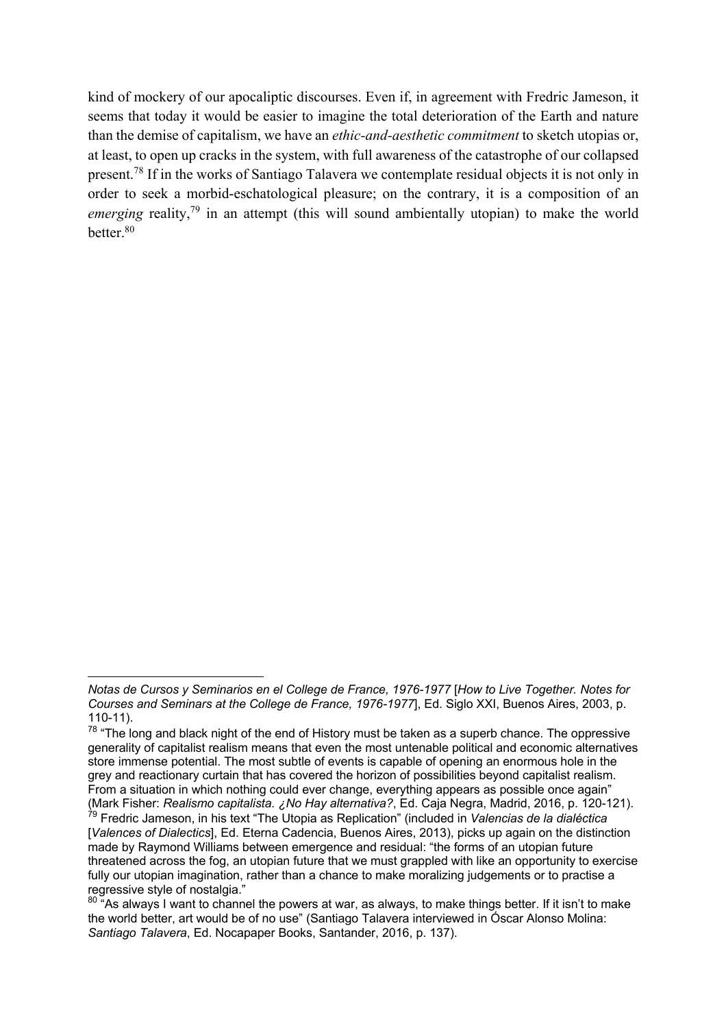kind of mockery of our apocaliptic discourses. Even if, in agreement with Fredric Jameson, it seems that today it would be easier to imagine the total deterioration of the Earth and nature than the demise of capitalism, we have an *ethic-and-aesthetic commitment* to sketch utopias or, at least, to open up cracks in the system, with full awareness of the catastrophe of our collapsed present.[78] If in the works of Santiago Talavera we contemplate residual objects it is not only in order to seek a morbid-eschatological pleasure; on the contrary, it is a composition of an *emerging* reality,[79] in an attempt (this will sound ambientally utopian) to make the world better.[80]

---

*Notas de Cursos y Seminarios en el College de France, 1976-1977* [*How to Live Together. Notes for Courses and Seminars at the College de France, 1976-1977*], Ed. Siglo XXI, Buenos Aires, 2003, p. 110-11).

[78] "The long and black night of the end of History must be taken as a superb chance. The oppressive generality of capitalist realism means that even the most untenable political and economic alternatives store immense potential. The most subtle of events is capable of opening an enormous hole in the grey and reactionary curtain that has covered the horizon of possibilities beyond capitalist realism. From a situation in which nothing could ever change, everything appears as possible once again" (Mark Fisher: *Realismo capitalista. ¿No Hay alternativa?*, Ed. Caja Negra, Madrid, 2016, p. 120-121).

[79] Fredric Jameson, in his text "The Utopia as Replication" (included in *Valencias de la dialéctica* [*Valences of Dialectics*], Ed. Eterna Cadencia, Buenos Aires, 2013), picks up again on the distinction made by Raymond Williams between emergence and residual: "the forms of an utopian future threatened across the fog, an utopian future that we must grappled with like an opportunity to exercise fully our utopian imagination, rather than a chance to make moralizing judgements or to practise a regressive style of nostalgia."

[80] "As always I want to channel the powers at war, as always, to make things better. If it isn't to make the world better, art would be of no use" (Santiago Talavera interviewed in Óscar Alonso Molina: *Santiago Talavera*, Ed. Nocapaper Books, Santander, 2016, p. 137).